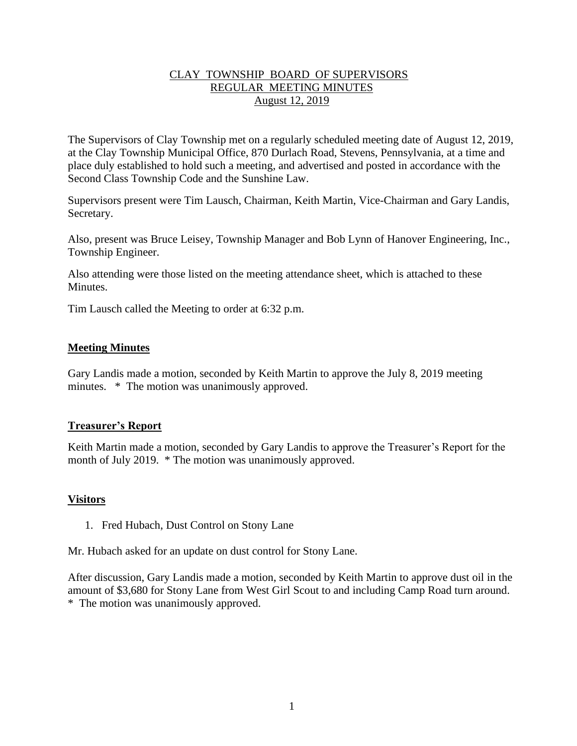# CLAY TOWNSHIP BOARD OF SUPERVISORS
## REGULAR MEETING MINUTES
### August 12, 2019

The Supervisors of Clay Township met on a regularly scheduled meeting date of August 12, 2019, at the Clay Township Municipal Office, 870 Durlach Road, Stevens, Pennsylvania, at a time and place duly established to hold such a meeting, and advertised and posted in accordance with the Second Class Township Code and the Sunshine Law.

Supervisors present were Tim Lausch, Chairman, Keith Martin, Vice-Chairman and Gary Landis, Secretary.

Also, present was Bruce Leisey, Township Manager and Bob Lynn of Hanover Engineering, Inc., Township Engineer.

Also attending were those listed on the meeting attendance sheet, which is attached to these Minutes.

Tim Lausch called the Meeting to order at 6:32 p.m.

**Meeting Minutes**

Gary Landis made a motion, seconded by Keith Martin to approve the July 8, 2019 meeting minutes. * The motion was unanimously approved.

**Treasurer's Report**

Keith Martin made a motion, seconded by Gary Landis to approve the Treasurer's Report for the month of July 2019. * The motion was unanimously approved.

**Visitors**

1. Fred Hubach, Dust Control on Stony Lane

Mr. Hubach asked for an update on dust control for Stony Lane.

After discussion, Gary Landis made a motion, seconded by Keith Martin to approve dust oil in the amount of $3,680 for Stony Lane from West Girl Scout to and including Camp Road turn around.
* The motion was unanimously approved.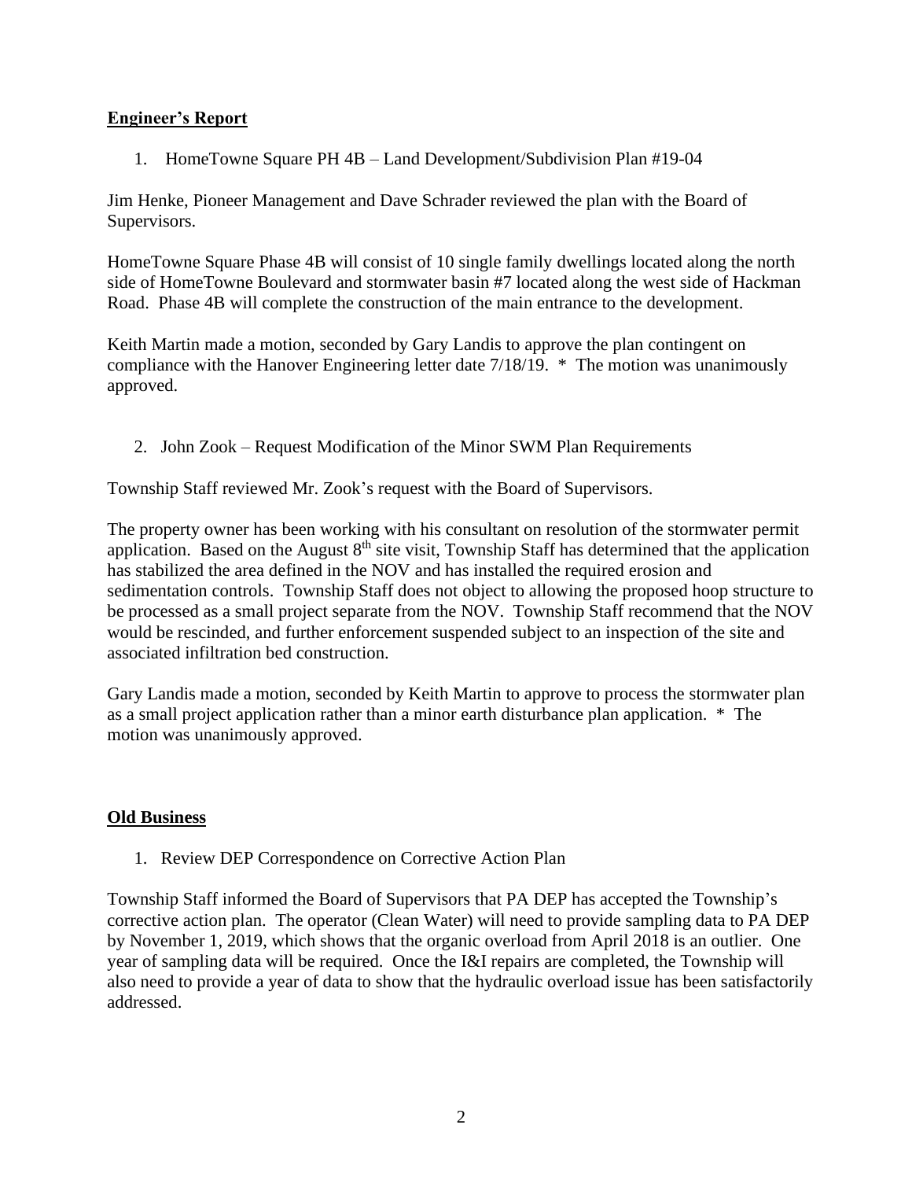## Engineer's Report

1. HomeTowne Square PH 4B – Land Development/Subdivision Plan #19-04

Jim Henke, Pioneer Management and Dave Schrader reviewed the plan with the Board of Supervisors.

HomeTowne Square Phase 4B will consist of 10 single family dwellings located along the north side of HomeTowne Boulevard and stormwater basin #7 located along the west side of Hackman Road. Phase 4B will complete the construction of the main entrance to the development.

Keith Martin made a motion, seconded by Gary Landis to approve the plan contingent on compliance with the Hanover Engineering letter date 7/18/19. * The motion was unanimously approved.

2. John Zook – Request Modification of the Minor SWM Plan Requirements

Township Staff reviewed Mr. Zook's request with the Board of Supervisors.

The property owner has been working with his consultant on resolution of the stormwater permit application. Based on the August 8th site visit, Township Staff has determined that the application has stabilized the area defined in the NOV and has installed the required erosion and sedimentation controls. Township Staff does not object to allowing the proposed hoop structure to be processed as a small project separate from the NOV. Township Staff recommend that the NOV would be rescinded, and further enforcement suspended subject to an inspection of the site and associated infiltration bed construction.

Gary Landis made a motion, seconded by Keith Martin to approve to process the stormwater plan as a small project application rather than a minor earth disturbance plan application. * The motion was unanimously approved.

## Old Business

1. Review DEP Correspondence on Corrective Action Plan

Township Staff informed the Board of Supervisors that PA DEP has accepted the Township's corrective action plan. The operator (Clean Water) will need to provide sampling data to PA DEP by November 1, 2019, which shows that the organic overload from April 2018 is an outlier. One year of sampling data will be required. Once the I&I repairs are completed, the Township will also need to provide a year of data to show that the hydraulic overload issue has been satisfactorily addressed.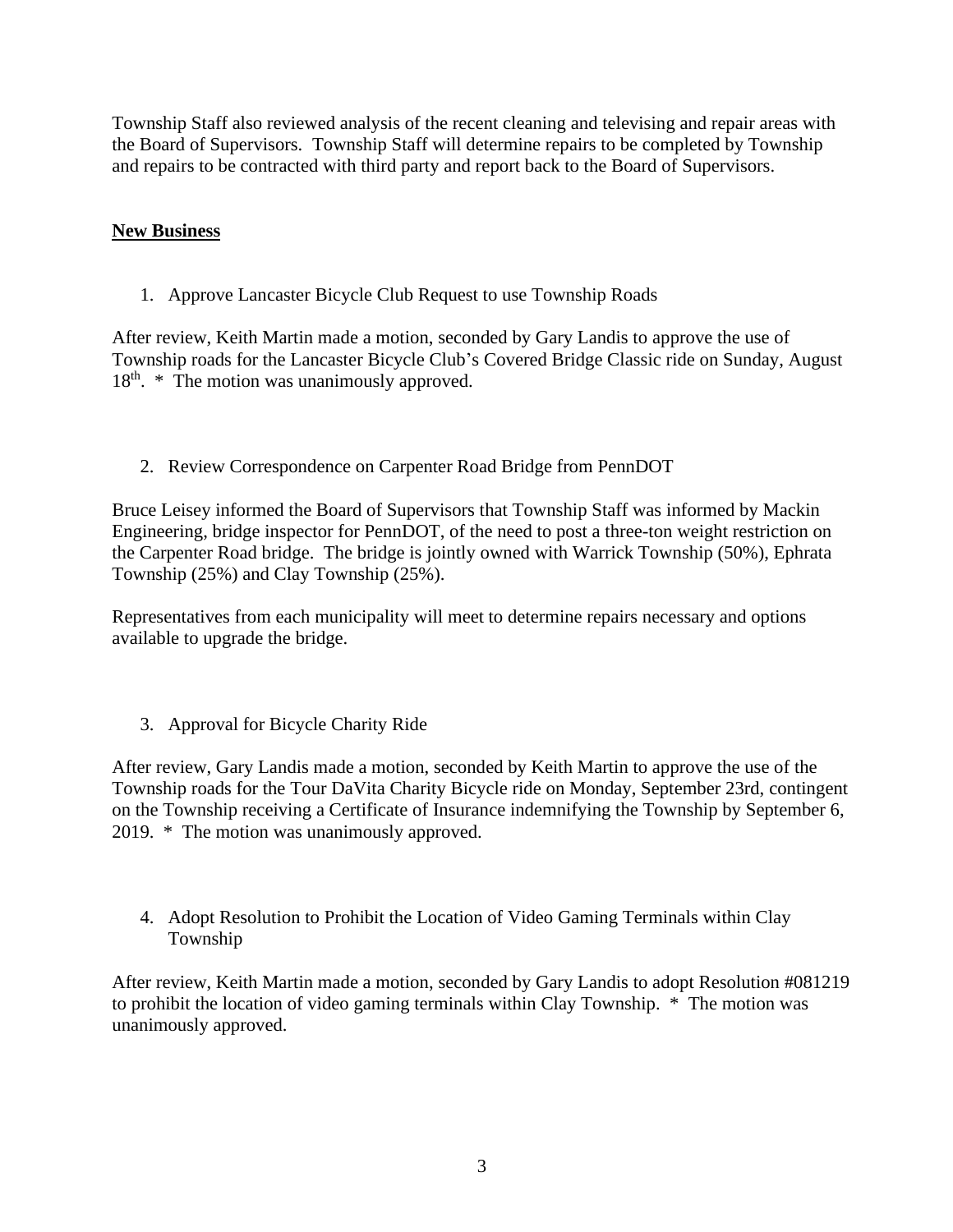Township Staff also reviewed analysis of the recent cleaning and televising and repair areas with the Board of Supervisors. Township Staff will determine repairs to be completed by Township and repairs to be contracted with third party and report back to the Board of Supervisors.

## New Business

1. Approve Lancaster Bicycle Club Request to use Township Roads

After review, Keith Martin made a motion, seconded by Gary Landis to approve the use of Township roads for the Lancaster Bicycle Club's Covered Bridge Classic ride on Sunday, August 18th. * The motion was unanimously approved.

2. Review Correspondence on Carpenter Road Bridge from PennDOT

Bruce Leisey informed the Board of Supervisors that Township Staff was informed by Mackin Engineering, bridge inspector for PennDOT, of the need to post a three-ton weight restriction on the Carpenter Road bridge. The bridge is jointly owned with Warrick Township (50%), Ephrata Township (25%) and Clay Township (25%).

Representatives from each municipality will meet to determine repairs necessary and options available to upgrade the bridge.

3. Approval for Bicycle Charity Ride

After review, Gary Landis made a motion, seconded by Keith Martin to approve the use of the Township roads for the Tour DaVita Charity Bicycle ride on Monday, September 23rd, contingent on the Township receiving a Certificate of Insurance indemnifying the Township by September 6, 2019. * The motion was unanimously approved.

4. Adopt Resolution to Prohibit the Location of Video Gaming Terminals within Clay Township

After review, Keith Martin made a motion, seconded by Gary Landis to adopt Resolution #081219 to prohibit the location of video gaming terminals within Clay Township. * The motion was unanimously approved.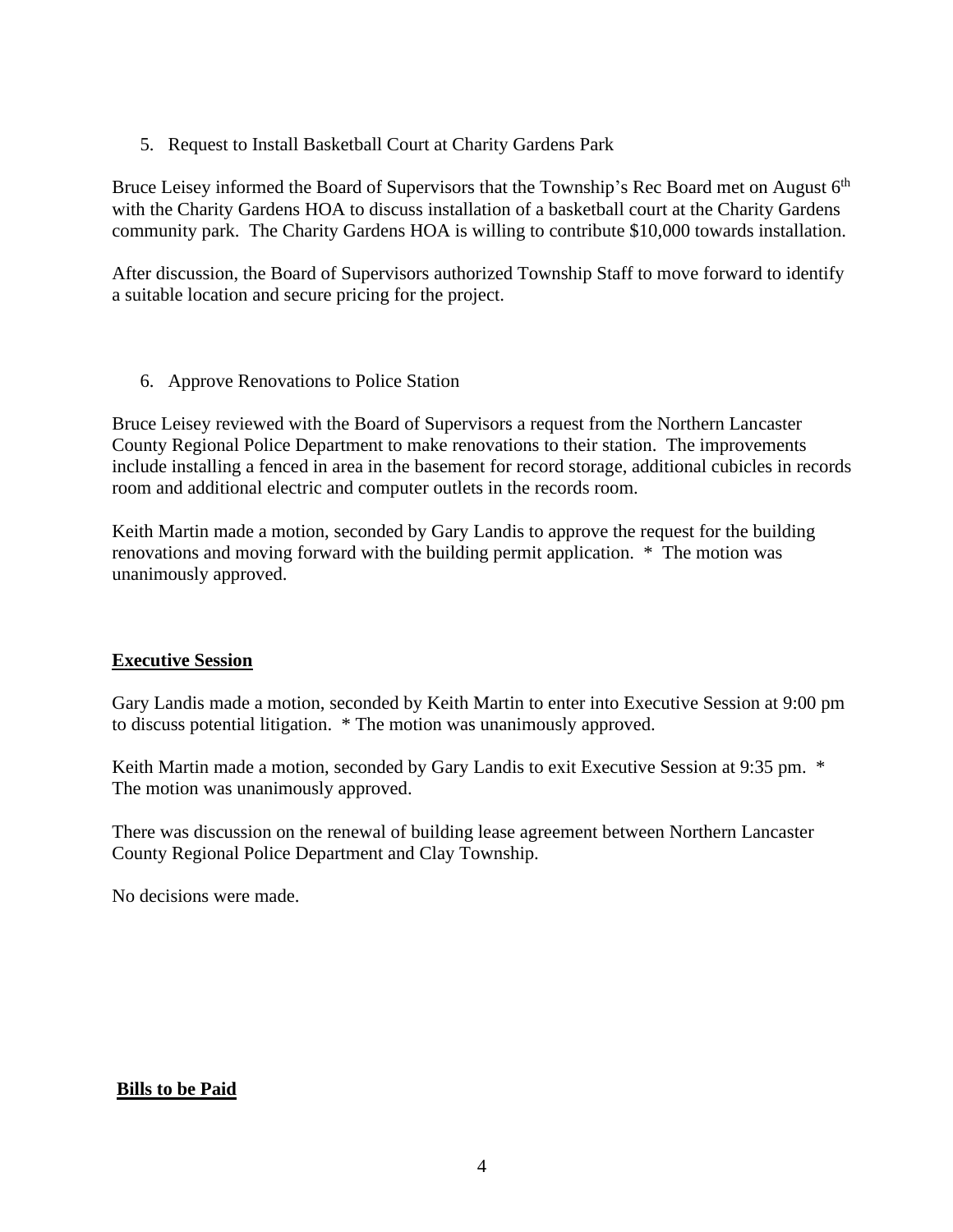5. Request to Install Basketball Court at Charity Gardens Park

Bruce Leisey informed the Board of Supervisors that the Township's Rec Board met on August 6th with the Charity Gardens HOA to discuss installation of a basketball court at the Charity Gardens community park. The Charity Gardens HOA is willing to contribute $10,000 towards installation.

After discussion, the Board of Supervisors authorized Township Staff to move forward to identify a suitable location and secure pricing for the project.

6. Approve Renovations to Police Station

Bruce Leisey reviewed with the Board of Supervisors a request from the Northern Lancaster County Regional Police Department to make renovations to their station. The improvements include installing a fenced in area in the basement for record storage, additional cubicles in records room and additional electric and computer outlets in the records room.

Keith Martin made a motion, seconded by Gary Landis to approve the request for the building renovations and moving forward with the building permit application. * The motion was unanimously approved.

**Executive Session**

Gary Landis made a motion, seconded by Keith Martin to enter into Executive Session at 9:00 pm to discuss potential litigation. * The motion was unanimously approved.

Keith Martin made a motion, seconded by Gary Landis to exit Executive Session at 9:35 pm. * The motion was unanimously approved.

There was discussion on the renewal of building lease agreement between Northern Lancaster County Regional Police Department and Clay Township.

No decisions were made.

**Bills to be Paid**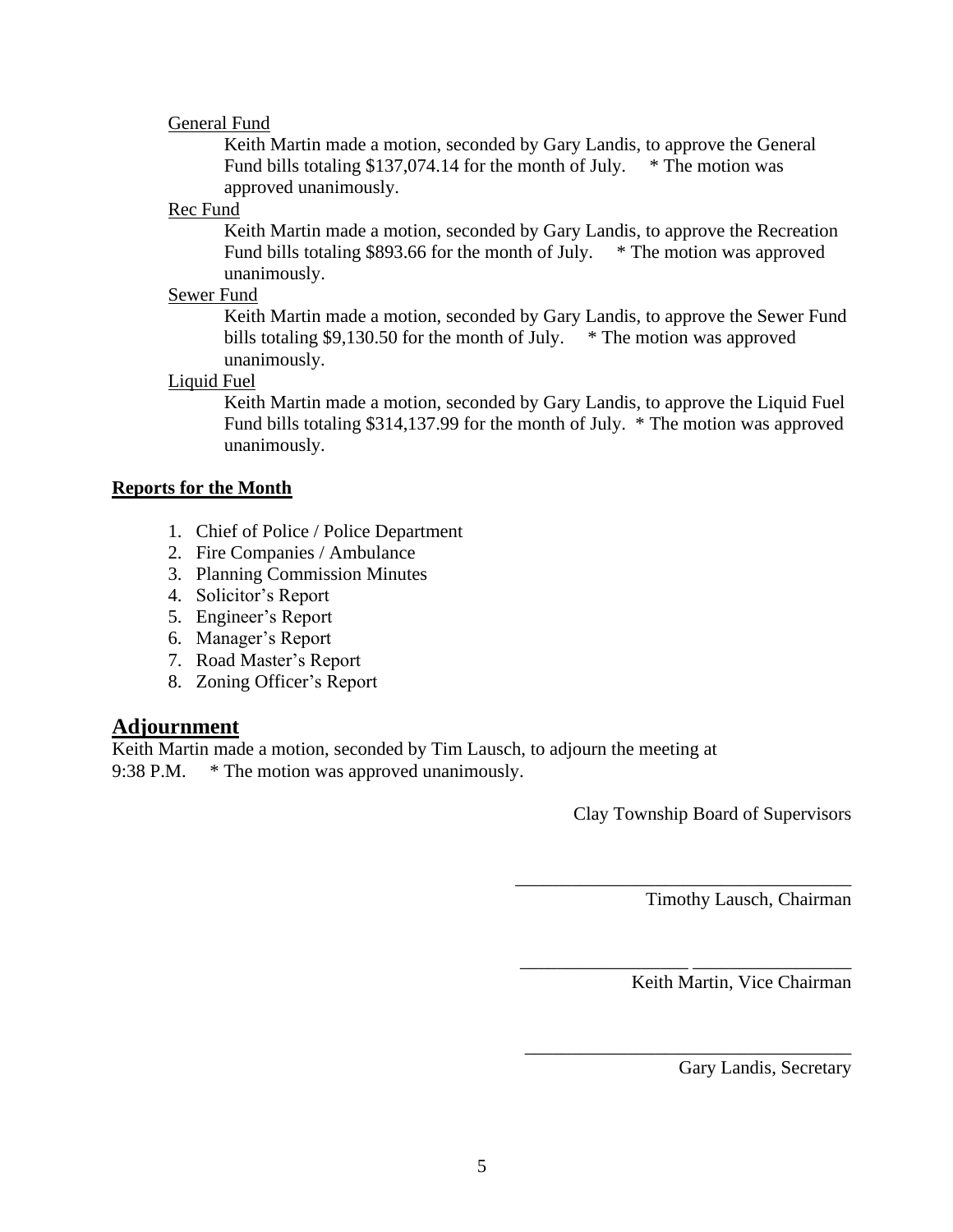General Fund

Keith Martin made a motion, seconded by Gary Landis, to approve the General Fund bills totaling $137,074.14 for the month of July. * The motion was approved unanimously.

Rec Fund

Keith Martin made a motion, seconded by Gary Landis, to approve the Recreation Fund bills totaling $893.66 for the month of July. * The motion was approved unanimously.

Sewer Fund

Keith Martin made a motion, seconded by Gary Landis, to approve the Sewer Fund bills totaling $9,130.50 for the month of July. * The motion was approved unanimously.

Liquid Fuel

Keith Martin made a motion, seconded by Gary Landis, to approve the Liquid Fuel Fund bills totaling $314,137.99 for the month of July. * The motion was approved unanimously.

**Reports for the Month**

1. Chief of Police / Police Department
2. Fire Companies / Ambulance
3. Planning Commission Minutes
4. Solicitor's Report
5. Engineer's Report
6. Manager's Report
7. Road Master's Report
8. Zoning Officer's Report

## Adjournment

Keith Martin made a motion, seconded by Tim Lausch, to adjourn the meeting at 9:38 P.M. * The motion was approved unanimously.

Clay Township Board of Supervisors

_______________________________
Timothy Lausch, Chairman

_______________________________
Keith Martin, Vice Chairman

_______________________________
Gary Landis, Secretary